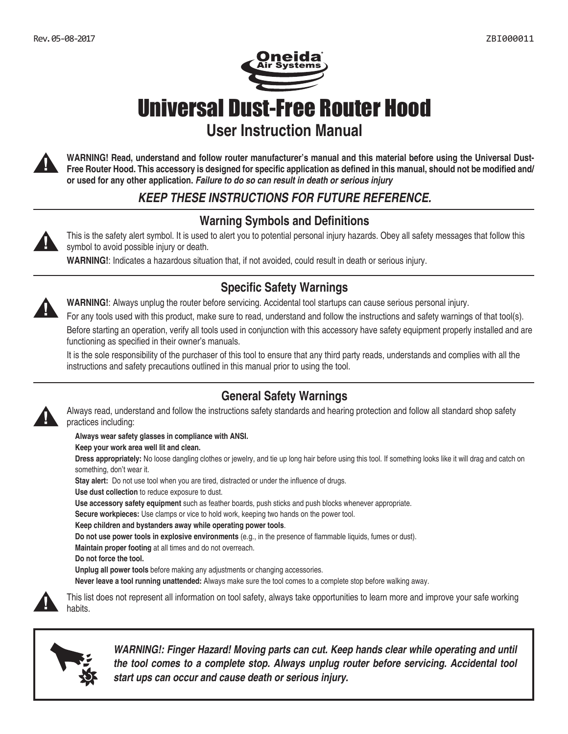Rev. 05-08-2017 ZBI000011

# Universal Dust-Free Router Hood

## User Instruction Manual

**WARNING! Read, understand and follow router manufacturer's manual and this material before using the Universal Dust-Free Router Hood. This accessory is designed for specific application as defined in this manual, should not be modified and/or used for any other application.** ***Failure to do so can result in death or serious injury***

***KEEP THESE INSTRUCTIONS FOR FUTURE REFERENCE.***

### Warning Symbols and Definitions

This is the safety alert symbol. It is used to alert you to potential personal injury hazards. Obey all safety messages that follow this symbol to avoid possible injury or death.

**WARNING!**: Indicates a hazardous situation that, if not avoided, could result in death or serious injury.

### Specific Safety Warnings

**WARNING!**: Always unplug the router before servicing. Accidental tool startups can cause serious personal injury.

For any tools used with this product, make sure to read, understand and follow the instructions and safety warnings of that tool(s).

Before starting an operation, verify all tools used in conjunction with this accessory have safety equipment properly installed and are functioning as specified in their owner's manuals.

It is the sole responsibility of the purchaser of this tool to ensure that any third party reads, understands and complies with all the instructions and safety precautions outlined in this manual prior to using the tool.

### General Safety Warnings

Always read, understand and follow the instructions safety standards and hearing protection and follow all standard shop safety practices including:

**Always wear safety glasses in compliance with ANSI.**

**Keep your work area well lit and clean.**

**Dress appropriately:** No loose dangling clothes or jewelry, and tie up long hair before using this tool. If something looks like it will drag and catch on something, don't wear it.

**Stay alert:** Do not use tool when you are tired, distracted or under the influence of drugs.

**Use dust collection** to reduce exposure to dust.

**Use accessory safety equipment** such as feather boards, push sticks and push blocks whenever appropriate.

**Secure workpieces:** Use clamps or vice to hold work, keeping two hands on the power tool.

**Keep children and bystanders away while operating power tools**.

**Do not use power tools in explosive environments** (e.g., in the presence of flammable liquids, fumes or dust).

**Maintain proper footing** at all times and do not overreach.

**Do not force the tool.**

**Unplug all power tools** before making any adjustments or changing accessories.

**Never leave a tool running unattended:** Always make sure the tool comes to a complete stop before walking away.

This list does not represent all information on tool safety, always take opportunities to learn more and improve your safe working habits.

***WARNING!: Finger Hazard! Moving parts can cut. Keep hands clear while operating and until the tool comes to a complete stop. Always unplug router before servicing. Accidental tool start ups can occur and cause death or serious injury.***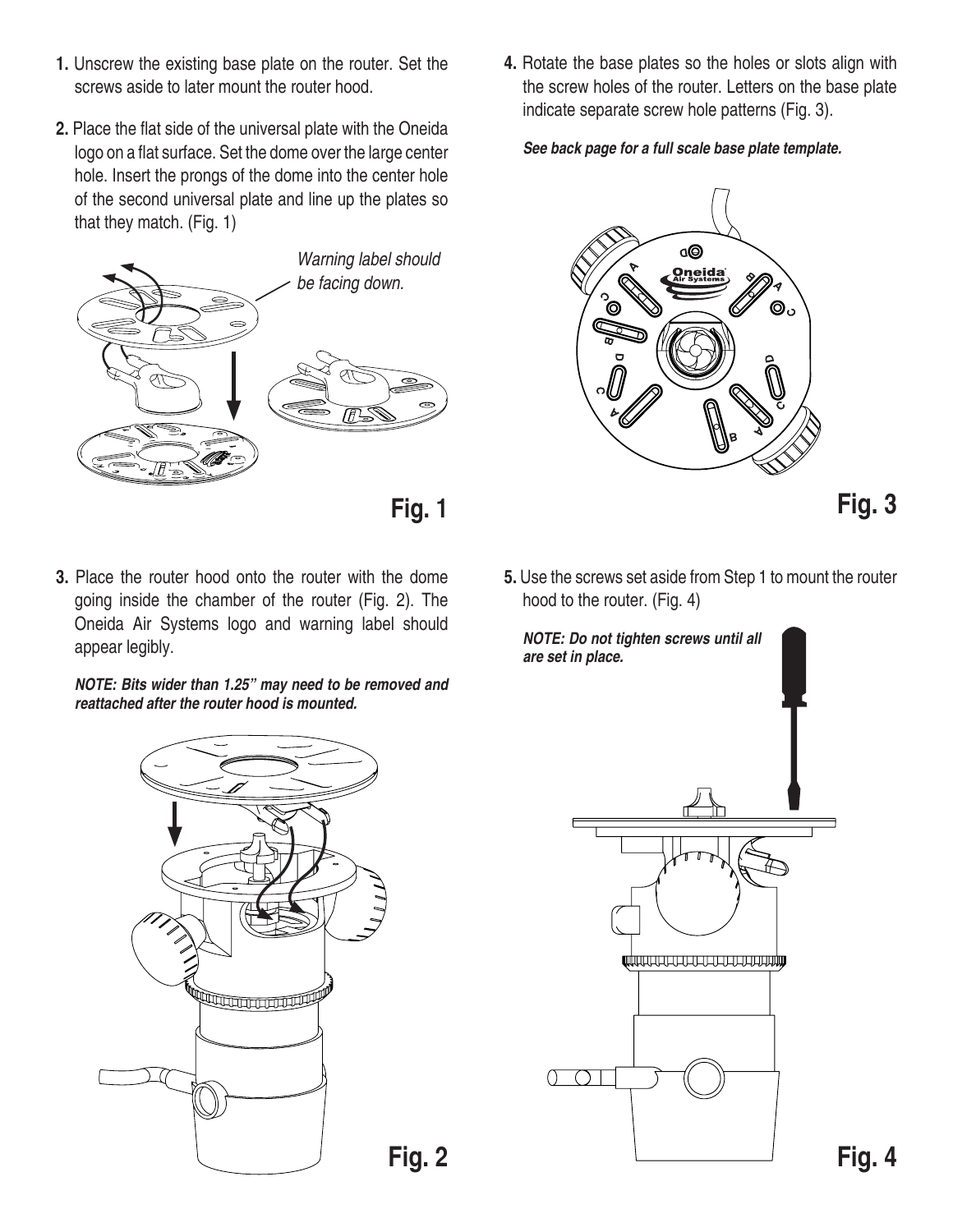1. Unscrew the existing base plate on the router. Set the screws aside to later mount the router hood.

2. Place the flat side of the universal plate with the Oneida logo on a flat surface. Set the dome over the large center hole. Insert the prongs of the dome into the center hole of the second universal plate and line up the plates so that they match. (Fig. 1)

*Warning label should be facing down.*

**Fig. 1**

3. Place the router hood onto the router with the dome going inside the chamber of the router (Fig. 2). The Oneida Air Systems logo and warning label should appear legibly.

***NOTE: Bits wider than 1.25" may need to be removed and reattached after the router hood is mounted.***

**Fig. 2**

4. Rotate the base plates so the holes or slots align with the screw holes of the router. Letters on the base plate indicate separate screw hole patterns (Fig. 3).

***See back page for a full scale base plate template.***

**Fig. 3**

5. Use the screws set aside from Step 1 to mount the router hood to the router. (Fig. 4)

***NOTE: Do not tighten screws until all are set in place.***

**Fig. 4**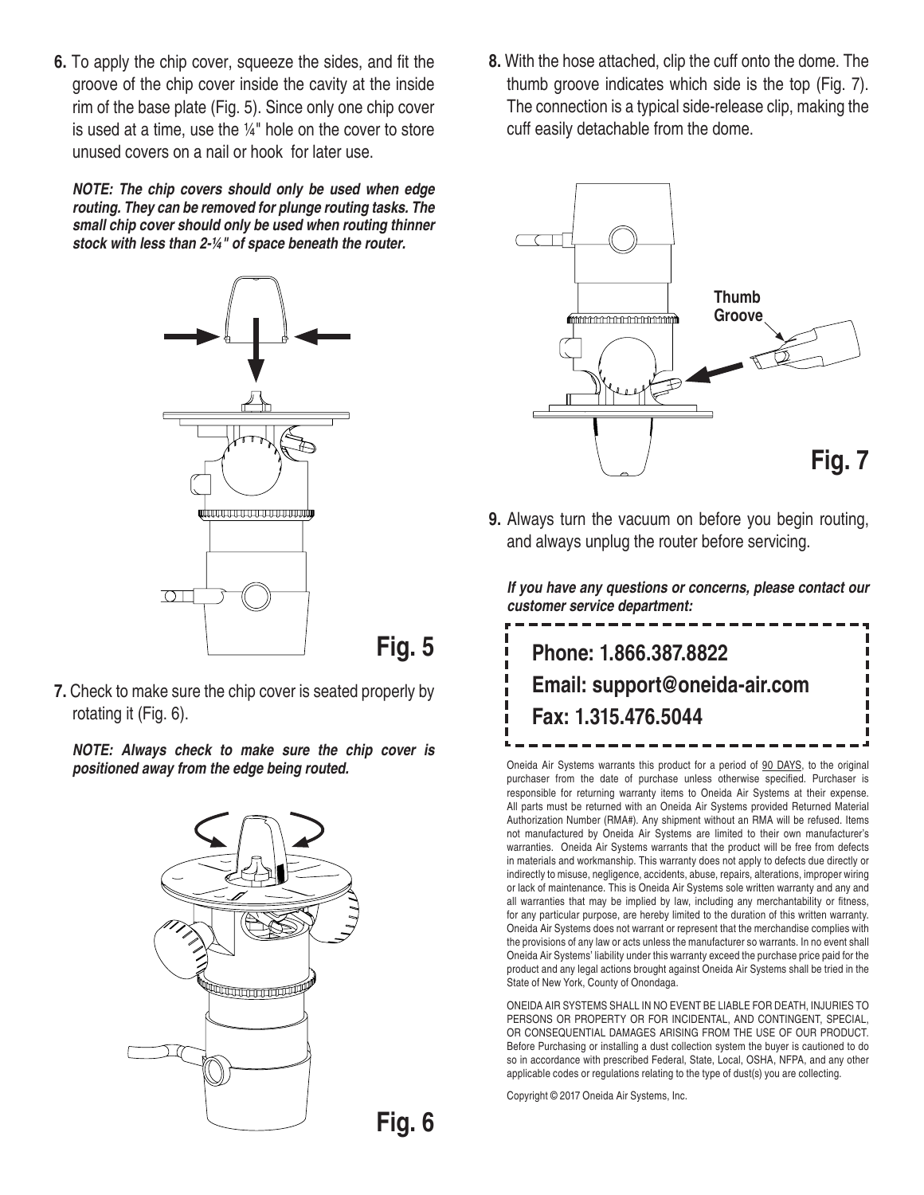6. To apply the chip cover, squeeze the sides, and fit the groove of the chip cover inside the cavity at the inside rim of the base plate (Fig. 5). Since only one chip cover is used at a time, use the ¼" hole on the cover to store unused covers on a nail or hook for later use.

***NOTE: The chip covers should only be used when edge routing. They can be removed for plunge routing tasks. The small chip cover should only be used when routing thinner stock with less than 2-¼" of space beneath the router.***

**Fig. 5**

7. Check to make sure the chip cover is seated properly by rotating it (Fig. 6).

***NOTE: Always check to make sure the chip cover is positioned away from the edge being routed.***

**Fig. 6**

8. With the hose attached, clip the cuff onto the dome. The thumb groove indicates which side is the top (Fig. 7). The connection is a typical side-release clip, making the cuff easily detachable from the dome.

**Thumb Groove**

**Fig. 7**

9. Always turn the vacuum on before you begin routing, and always unplug the router before servicing.

***If you have any questions or concerns, please contact our customer service department:***

**Phone: 1.866.387.8822**

**Email: support@oneida-air.com**

**Fax: 1.315.476.5044**

Oneida Air Systems warrants this product for a period of 90 DAYS, to the original purchaser from the date of purchase unless otherwise specified. Purchaser is responsible for returning warranty items to Oneida Air Systems at their expense. All parts must be returned with an Oneida Air Systems provided Returned Material Authorization Number (RMA#). Any shipment without an RMA will be refused. Items not manufactured by Oneida Air Systems are limited to their own manufacturer's warranties. Oneida Air Systems warrants that the product will be free from defects in materials and workmanship. This warranty does not apply to defects due directly or indirectly to misuse, negligence, accidents, abuse, repairs, alterations, improper wiring or lack of maintenance. This is Oneida Air Systems sole written warranty and any and all warranties that may be implied by law, including any merchantability or fitness, for any particular purpose, are hereby limited to the duration of this written warranty. Oneida Air Systems does not warrant or represent that the merchandise complies with the provisions of any law or acts unless the manufacturer so warrants. In no event shall Oneida Air Systems' liability under this warranty exceed the purchase price paid for the product and any legal actions brought against Oneida Air Systems shall be tried in the State of New York, County of Onondaga.

ONEIDA AIR SYSTEMS SHALL IN NO EVENT BE LIABLE FOR DEATH, INJURIES TO PERSONS OR PROPERTY OR FOR INCIDENTAL, AND CONTINGENT, SPECIAL, OR CONSEQUENTIAL DAMAGES ARISING FROM THE USE OF OUR PRODUCT. Before Purchasing or installing a dust collection system the buyer is cautioned to do so in accordance with prescribed Federal, State, Local, OSHA, NFPA, and any other applicable codes or regulations relating to the type of dust(s) you are collecting.

Copyright © 2017 Oneida Air Systems, Inc.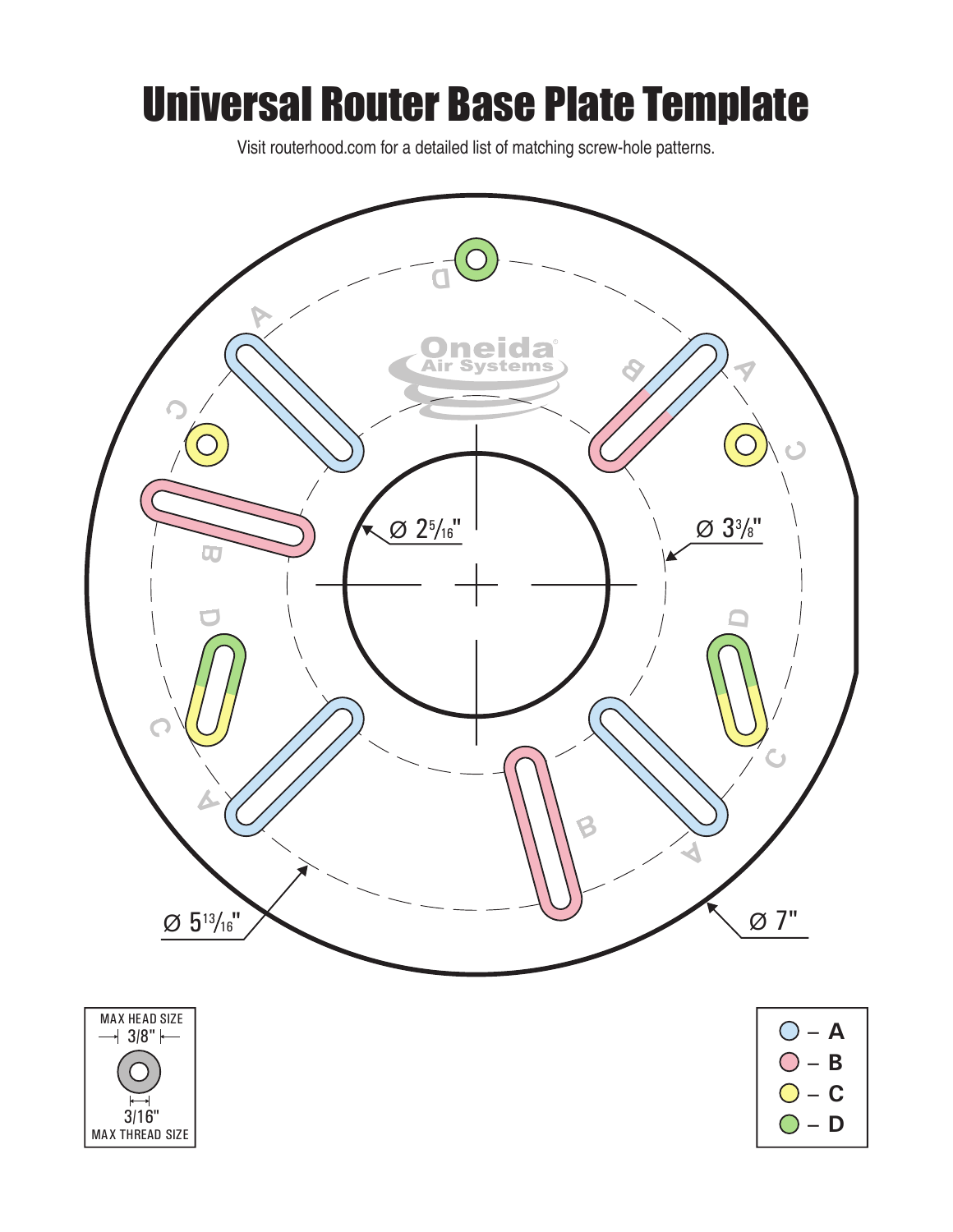# Universal Router Base Plate Template

Visit routerhood.com for a detailed list of matching screw-hole patterns.

Oneida Air Systems

Ø 2⁵⁄₁₆"

Ø 3³⁄₈"

Ø 5¹³⁄₁₆"

Ø 7"

A B C D

MAX HEAD SIZE

3/8"

3/16"

MAX THREAD SIZE

– A

– B

– C

– D